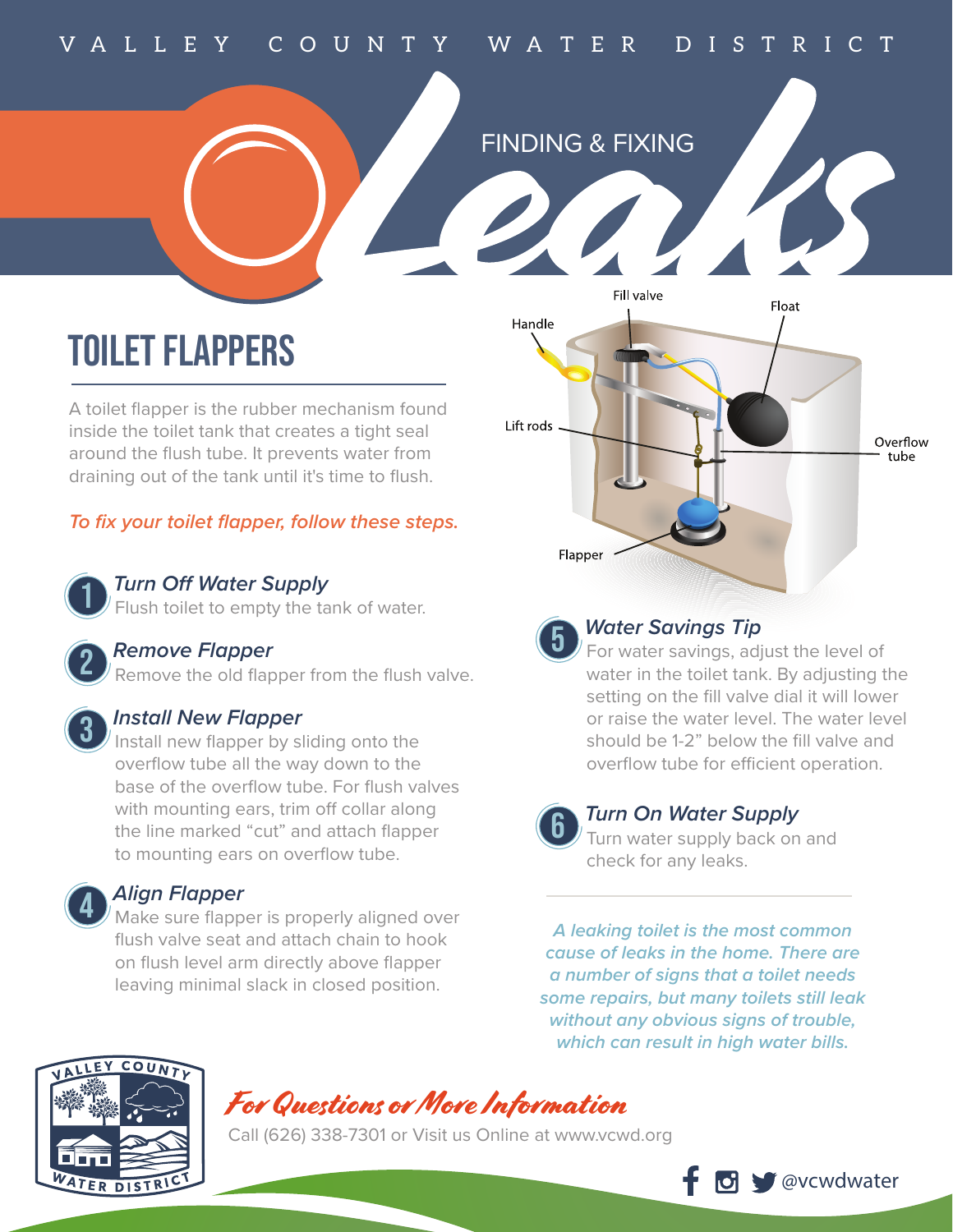VALLEY COUNTY WATER DISTRICT

# FINDING & FIXING Leaks

## TOILET FLAPPERS

A toilet flapper is the rubber mechanism found inside the toilet tank that creates a tight seal around the flush tube. It prevents water from draining out of the tank until it's time to flush.

*To fix your toilet flapper, follow these steps.*

Handle

Fill valve

Float

Lift rods

Overflow tube

Flapper

### 1 *Turn Off Water Supply*

Flush toilet to empty the tank of water.

### 2 *Remove Flapper*

Remove the old flapper from the flush valve.

### 3 *Install New Flapper*

Install new flapper by sliding onto the overflow tube all the way down to the base of the overflow tube. For flush valves with mounting ears, trim off collar along the line marked "cut" and attach flapper to mounting ears on overflow tube.

### 4 *Align Flapper*

Make sure flapper is properly aligned over flush valve seat and attach chain to hook on flush level arm directly above flapper leaving minimal slack in closed position.

### 5 *Water Savings Tip*

For water savings, adjust the level of water in the toilet tank. By adjusting the setting on the fill valve dial it will lower or raise the water level. The water level should be 1-2" below the fill valve and overflow tube for efficient operation.

### 6 *Turn On Water Supply*

Turn water supply back on and check for any leaks.

*A leaking toilet is the most common cause of leaks in the home. There are a number of signs that a toilet needs some repairs, but many toilets still leak without any obvious signs of trouble, which can result in high water bills.*

VALLEY COUNTY WATER DISTRICT

*For Questions or More Information*

Call (626) 338-7301 or Visit us Online at www.vcwd.org

@vcwdwater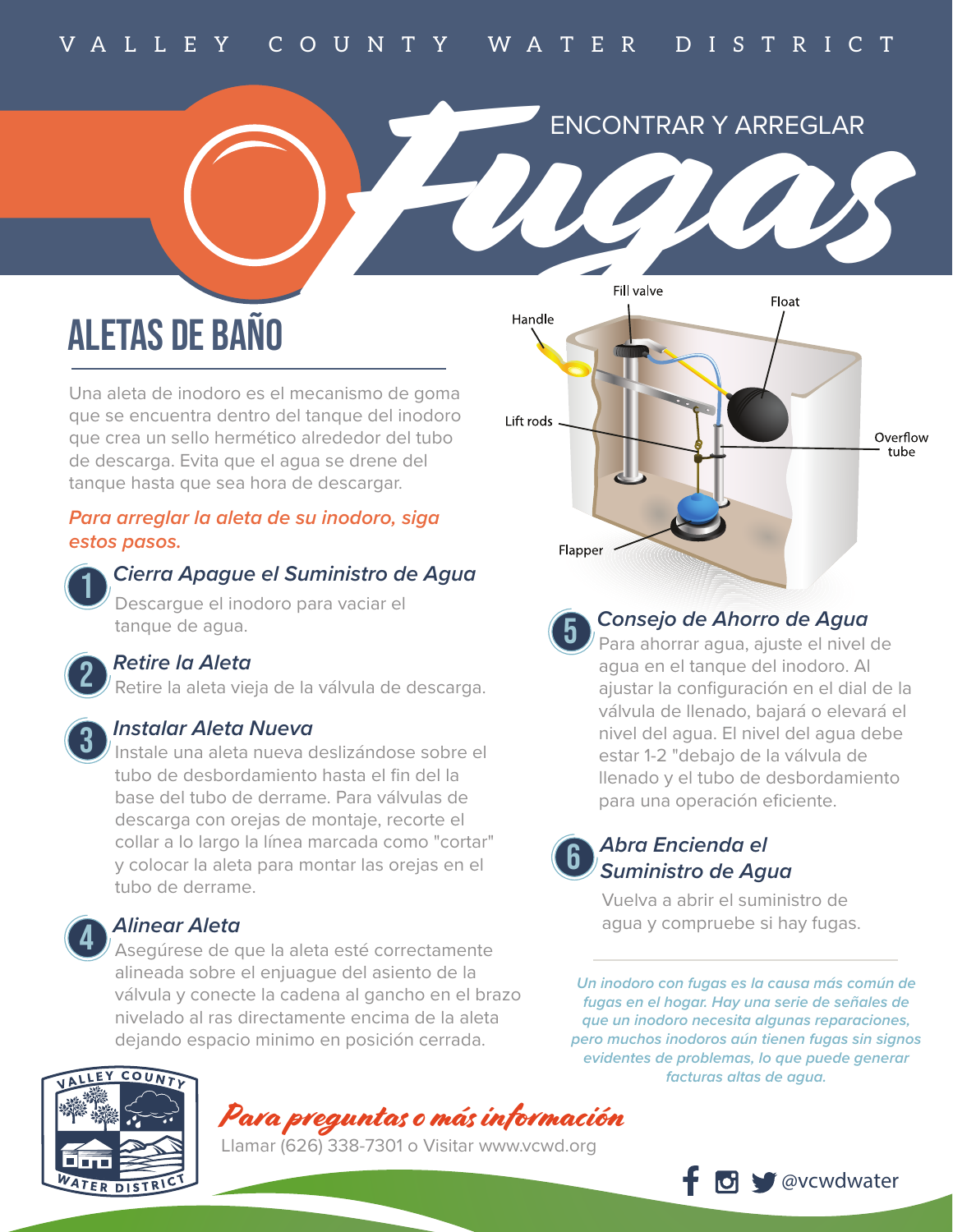VALLEY COUNTY WATER DISTRICT

# ENCONTRAR Y ARREGLAR *Fugas*

## ALETAS DE BAÑO

Una aleta de inodoro es el mecanismo de goma que se encuentra dentro del tanque del inodoro que crea un sello hermético alrededor del tubo de descarga. Evita que el agua se drene del tanque hasta que sea hora de descargar.

*Para arreglar la aleta de su inodoro, siga estos pasos.*

Handle
Fill valve
Float
Lift rods
Overflow tube
Flapper

### 1 *Cierra Apague el Suministro de Agua*

Descargue el inodoro para vaciar el tanque de agua.

### 2 *Retire la Aleta*

Retire la aleta vieja de la válvula de descarga.

### 3 *Instalar Aleta Nueva*

Instale una aleta nueva deslizándose sobre el tubo de desbordamiento hasta el fin del la base del tubo de derrame. Para válvulas de descarga con orejas de montaje, recorte el collar a lo largo la línea marcada como "cortar" y colocar la aleta para montar las orejas en el tubo de derrame.

### 4 *Alinear Aleta*

Asegúrese de que la aleta esté correctamente alineada sobre el enjuague del asiento de la válvula y conecte la cadena al gancho en el brazo nivelado al ras directamente encima de la aleta dejando espacio minimo en posición cerrada.

### 5 *Consejo de Ahorro de Agua*

Para ahorrar agua, ajuste el nivel de agua en el tanque del inodoro. Al ajustar la configuración en el dial de la válvula de llenado, bajará o elevará el nivel del agua. El nivel del agua debe estar 1-2 "debajo de la válvula de llenado y el tubo de desbordamiento para una operación eficiente.

### 6 *Abra Encienda el Suministro de Agua*

Vuelva a abrir el suministro de agua y compruebe si hay fugas.

*Un inodoro con fugas es la causa más común de fugas en el hogar. Hay una serie de señales de que un inodoro necesita algunas reparaciones, pero muchos inodoros aún tienen fugas sin signos evidentes de problemas, lo que puede generar facturas altas de agua.*

VALLEY COUNTY WATER DISTRICT

*Para preguntas o más información*

Llamar (626) 338-7301 o Visitar www.vcwd.org

@vcwdwater